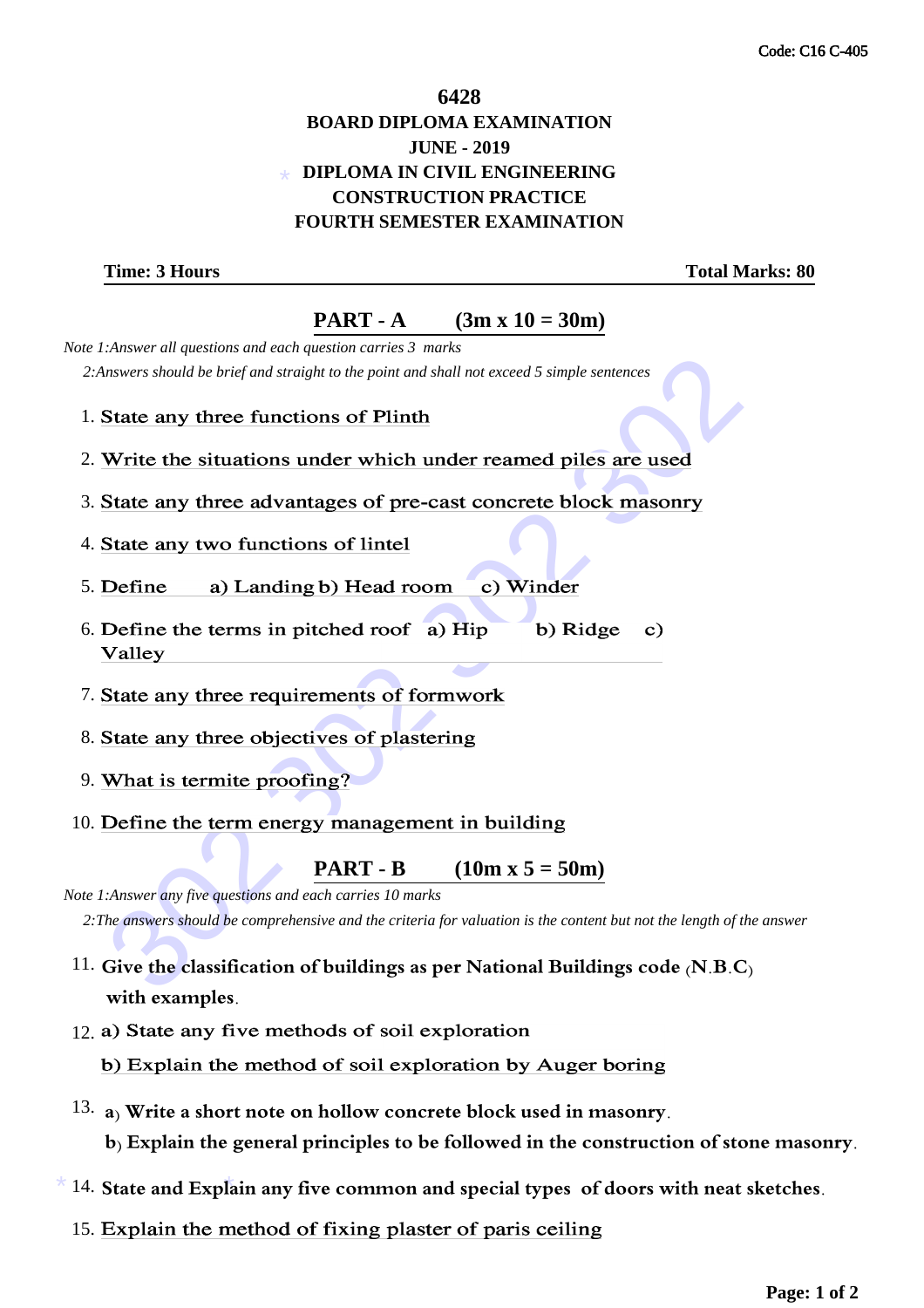Code: C16 C-405

# 6428

## BOARD DIPLOMA EXAMINATION
## JUNE - 2019
## DIPLOMA IN CIVIL ENGINEERING
## CONSTRUCTION PRACTICE
## FOURTH SEMESTER EXAMINATION

**Time: 3 Hours** **Total Marks: 80**

## PART - A (3m x 10 = 30m)

*Note 1:Answer all questions and each question carries 3 marks*

*2:Answers should be brief and straight to the point and shall not exceed 5 simple sentences*

1. State any three functions of Plinth
2. Write the situations under which under reamed piles are used
3. State any three advantages of pre-cast concrete block masonry
4. State any two functions of lintel
5. Define a) Landing b) Head room c) Winder
6. Define the terms in pitched roof a) Hip b) Ridge c) Valley
7. State any three requirements of formwork
8. State any three objectives of plastering
9. What is termite proofing?
10. Define the term energy management in building

## PART - B (10m x 5 = 50m)

*Note 1:Answer any five questions and each carries 10 marks*

*2:The answers should be comprehensive and the criteria for valuation is the content but not the length of the answer*

11. Give the classification of buildings as per National Buildings code (N.B.C) with examples.
12. a) State any five methods of soil exploration

    b) Explain the method of soil exploration by Auger boring
13. a) Write a short note on hollow concrete block used in masonry.

    b) Explain the general principles to be followed in the construction of stone masonry.
14. State and Explain any five common and special types of doors with neat sketches.
15. Explain the method of fixing plaster of paris ceiling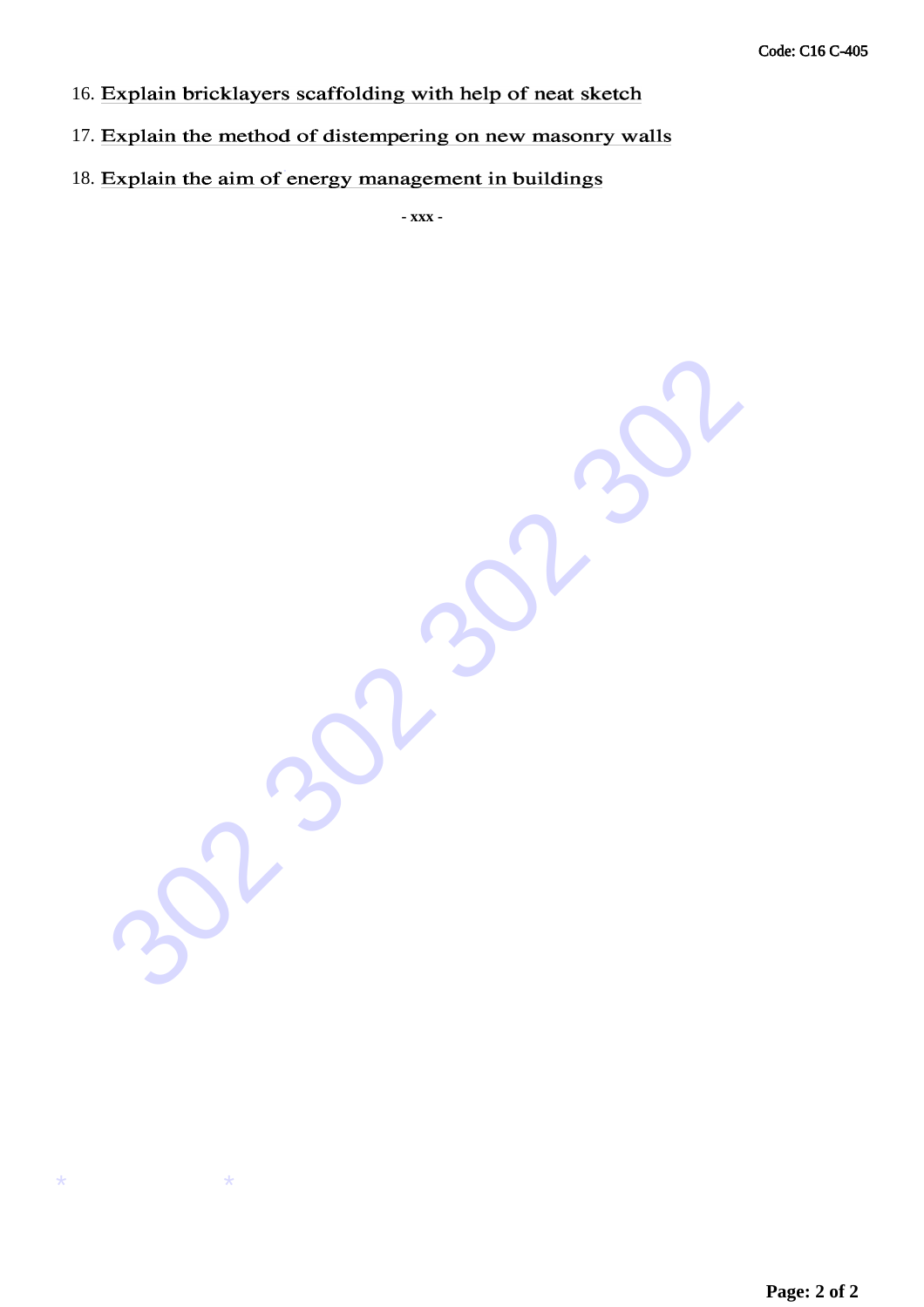16. Explain bricklayers scaffolding with help of neat sketch
17. Explain the method of distempering on new masonry walls
18. Explain the aim of energy management in buildings

- xxx -